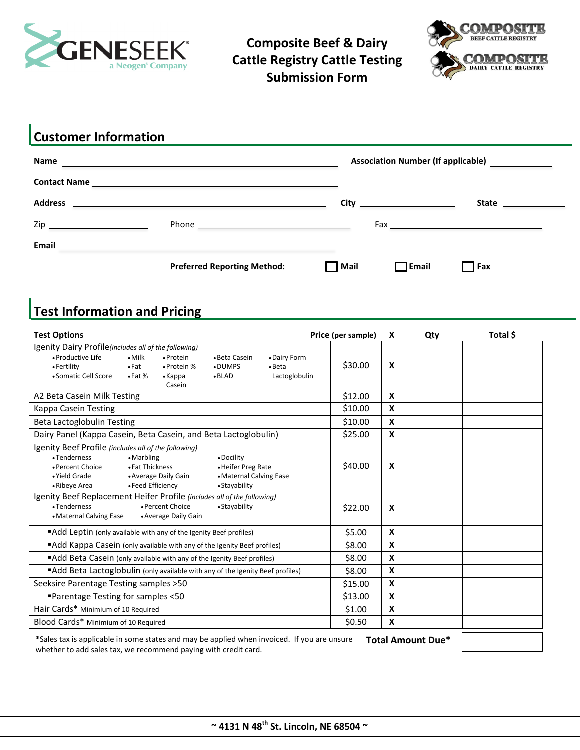# Composite Beef & Dairy Cattle Registry Cattle Testing Submission Form

GENESEEK a Neogen® Company

COMPOSITE BEEF CATTLE REGISTRY

COMPOSITE DAIRY CATTLE REGISTRY

## Customer Information

**Name** ______________________ **Association Number (If applicable)** ____________

**Contact Name** ______________________

**Address** ______________________ **City** ____________ **State** ____________

Zip ____________ Phone ____________ Fax ____________

**Email** ______________________

**Preferred Reporting Method:** ☐ **Mail** ☐ **Email** ☐ **Fax**

## Test Information and Pricing

| Test Options | Price (per sample) | X | Qty | Total $ |
|---|---|---|---|---|
| Igenity Dairy Profile *(includes all of the following)*<br>• Productive Life • Milk • Protein • Beta Casein • Dairy Form<br>• Fertility • Fat • Protein % • DUMPS • Beta Lactoglobulin<br>• Somatic Cell Score • Fat % • Kappa Casein • BLAD | $30.00 | X | | |
| A2 Beta Casein Milk Testing | $12.00 | X | | |
| Kappa Casein Testing | $10.00 | X | | |
| Beta Lactoglobulin Testing | $10.00 | X | | |
| Dairy Panel (Kappa Casein, Beta Casein, and Beta Lactoglobulin) | $25.00 | X | | |
| Igenity Beef Profile *(includes all of the following)*<br>• Tenderness • Marbling • Docility<br>• Percent Choice • Fat Thickness • Heifer Preg Rate<br>• Yield Grade • Average Daily Gain • Maternal Calving Ease<br>• Ribeye Area • Feed Efficiency • Stayability | $40.00 | X | | |
| Igenity Beef Replacement Heifer Profile *(includes all of the following)*<br>• Tenderness • Percent Choice • Stayability<br>• Maternal Calving Ease • Average Daily Gain | $22.00 | X | | |
| ▪Add Leptin (only available with any of the Igenity Beef profiles) | $5.00 | X | | |
| ▪Add Kappa Casein (only available with any of the Igenity Beef profiles) | $8.00 | X | | |
| ▪Add Beta Casein (only available with any of the Igenity Beef profiles) | $8.00 | X | | |
| ▪Add Beta Lactoglobulin (only available with any of the Igenity Beef profiles) | $8.00 | X | | |
| Seeksire Parentage Testing samples >50 | $15.00 | X | | |
| ▪Parentage Testing for samples <50 | $13.00 | X | | |
| Hair Cards* Minimum of 10 Required | $1.00 | X | | |
| Blood Cards* Minimum of 10 Required | $0.50 | X | | |

*Sales tax is applicable in some states and may be applied when invoiced. If you are unsure whether to add sales tax, we recommend paying with credit card.

**Total Amount Due*** ____________

**~ 4131 N 48th St. Lincoln, NE 68504 ~**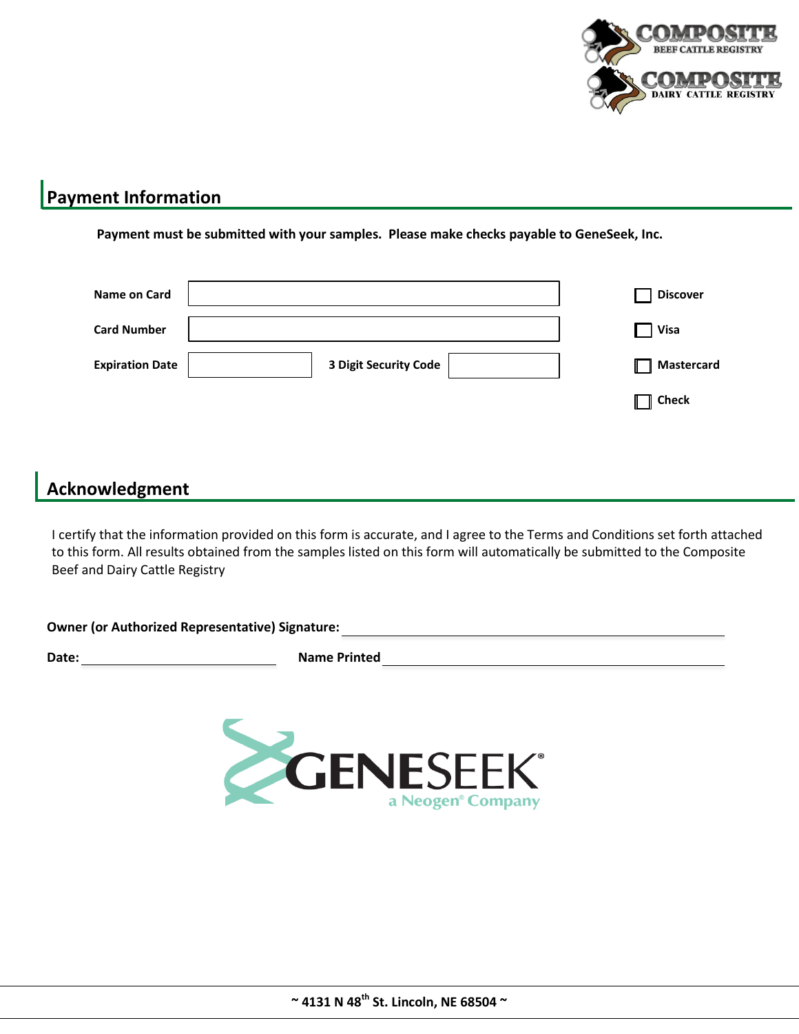## Payment Information

**Payment must be submitted with your samples. Please make checks payable to GeneSeek, Inc.**

| | | | | |
|---|---|---|---|---|
| **Name on Card** | | | | ☐ **Discover** |
| **Card Number** | | | | ☐ **Visa** |
| **Expiration Date** | | **3 Digit Security Code** | | ☐ **Mastercard** |
| | | | | ☐ **Check** |

## Acknowledgment

I certify that the information provided on this form is accurate, and I agree to the Terms and Conditions set forth attached to this form. All results obtained from the samples listed on this form will automatically be submitted to the Composite Beef and Dairy Cattle Registry

**Owner (or Authorized Representative) Signature:** ______________________________

**Date:** ____________________ **Name Printed** ______________________________

GENESEEK®
a Neogen® Company

~ 4131 N 48th St. Lincoln, NE 68504 ~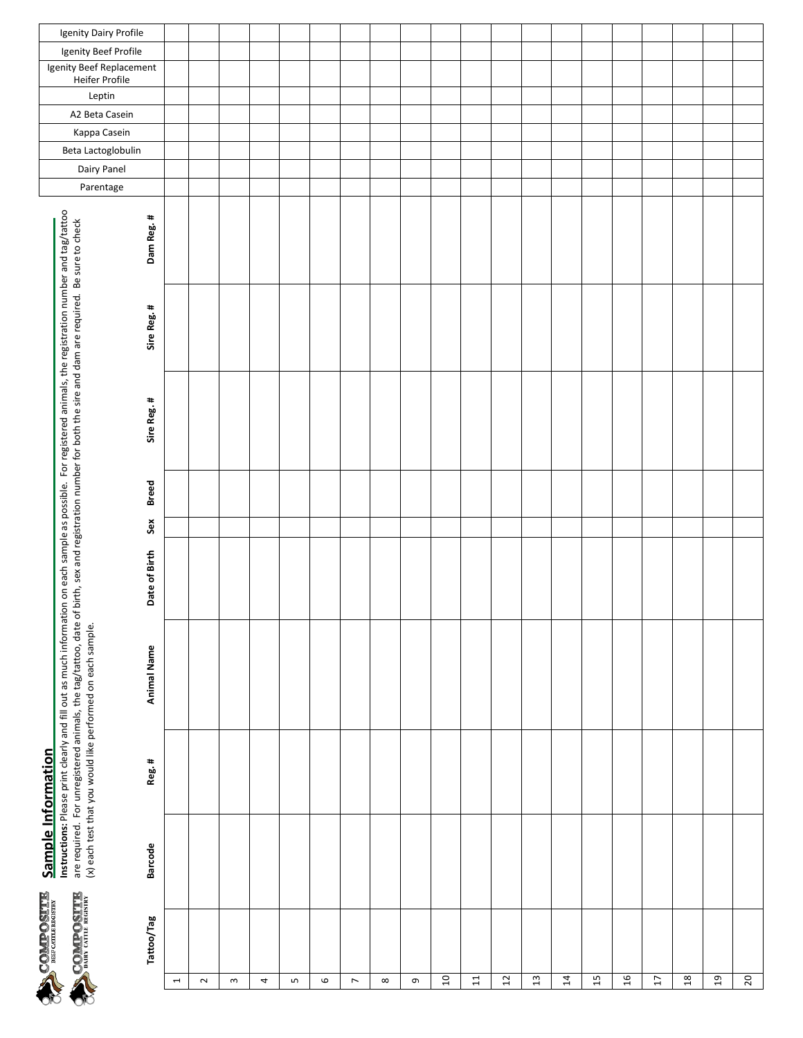COMPOSITE BEEF CATTLE REGISTRY

COMPOSITE DAIRY CATTLE REGISTRY

## Sample Information

**Instructions:** Please print clearly and fill out as much information on each sample as possible. For registered animals, the registration number and tag/tattoo are required. For unregistered animals, the tag/tattoo, date of birth, sex and registration number for both the sire and dam are required. Be sure to check (x) each test that you would like performed on each sample.

| | Tattoo/Tag | Barcode | Reg. # | Animal Name | Date of Birth | Sex | Breed | Sire Reg. # | Sire Reg. # | Dam Reg. # | Parentage | Dairy Panel | Beta Lactoglobulin | Kappa Casein | A2 Beta Casein | Leptin | Igenity Beef Replacement Heifer Profile | Igenity Beef Profile | Igenity Dairy Profile |
|---|---|---|---|---|---|---|---|---|---|---|---|---|---|---|---|---|---|---|---|
| 1 | | | | | | | | | | | | | | | | | | | |
| 2 | | | | | | | | | | | | | | | | | | | |
| 3 | | | | | | | | | | | | | | | | | | | |
| 4 | | | | | | | | | | | | | | | | | | | |
| 5 | | | | | | | | | | | | | | | | | | | |
| 6 | | | | | | | | | | | | | | | | | | | |
| 7 | | | | | | | | | | | | | | | | | | | |
| 8 | | | | | | | | | | | | | | | | | | | |
| 9 | | | | | | | | | | | | | | | | | | | |
| 10 | | | | | | | | | | | | | | | | | | | |
| 11 | | | | | | | | | | | | | | | | | | | |
| 12 | | | | | | | | | | | | | | | | | | | |
| 13 | | | | | | | | | | | | | | | | | | | |
| 14 | | | | | | | | | | | | | | | | | | | |
| 15 | | | | | | | | | | | | | | | | | | | |
| 16 | | | | | | | | | | | | | | | | | | | |
| 17 | | | | | | | | | | | | | | | | | | | |
| 18 | | | | | | | | | | | | | | | | | | | |
| 19 | | | | | | | | | | | | | | | | | | | |
| 20 | | | | | | | | | | | | | | | | | | | |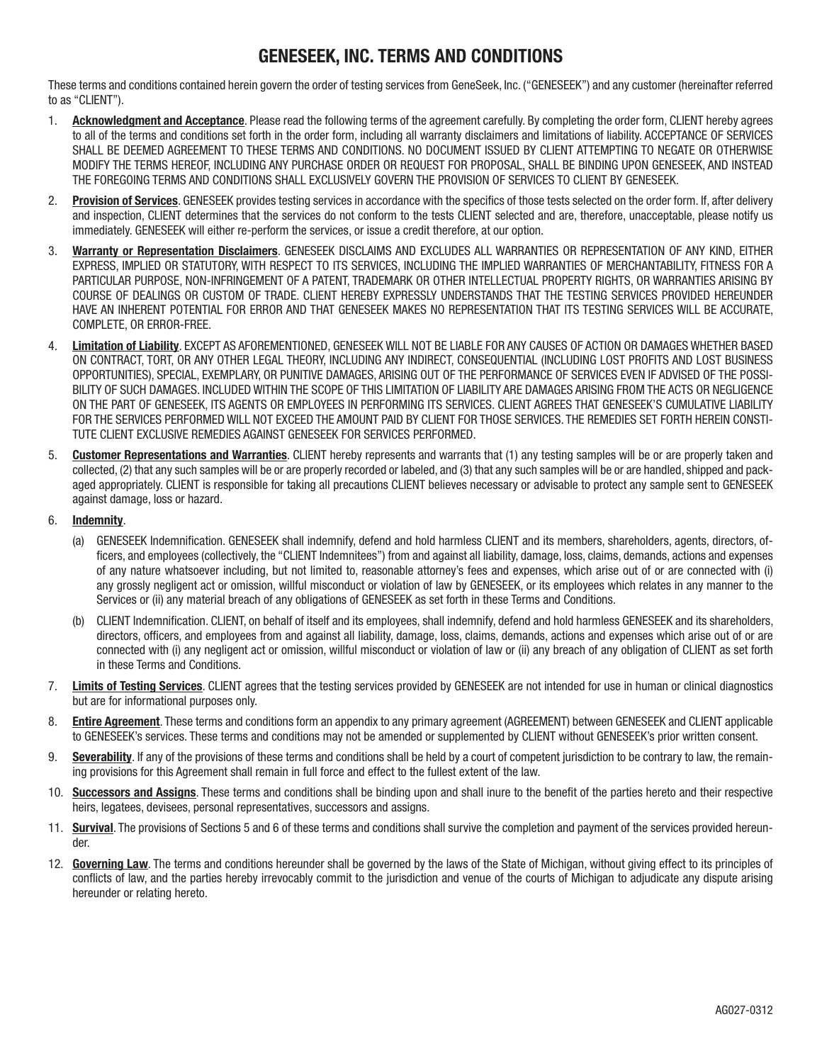# GENESEEK, INC. TERMS AND CONDITIONS

These terms and conditions contained herein govern the order of testing services from GeneSeek, Inc. ("GENESEEK") and any customer (hereinafter referred to as "CLIENT").

1. **Acknowledgment and Acceptance**. Please read the following terms of the agreement carefully. By completing the order form, CLIENT hereby agrees to all of the terms and conditions set forth in the order form, including all warranty disclaimers and limitations of liability. ACCEPTANCE OF SERVICES SHALL BE DEEMED AGREEMENT TO THESE TERMS AND CONDITIONS. NO DOCUMENT ISSUED BY CLIENT ATTEMPTING TO NEGATE OR OTHERWISE MODIFY THE TERMS HEREOF, INCLUDING ANY PURCHASE ORDER OR REQUEST FOR PROPOSAL, SHALL BE BINDING UPON GENESEEK, AND INSTEAD THE FOREGOING TERMS AND CONDITIONS SHALL EXCLUSIVELY GOVERN THE PROVISION OF SERVICES TO CLIENT BY GENESEEK.

2. **Provision of Services**. GENESEEK provides testing services in accordance with the specifics of those tests selected on the order form. If, after delivery and inspection, CLIENT determines that the services do not conform to the tests CLIENT selected and are, therefore, unacceptable, please notify us immediately. GENESEEK will either re-perform the services, or issue a credit therefore, at our option.

3. **Warranty or Representation Disclaimers**. GENESEEK DISCLAIMS AND EXCLUDES ALL WARRANTIES OR REPRESENTATION OF ANY KIND, EITHER EXPRESS, IMPLIED OR STATUTORY, WITH RESPECT TO ITS SERVICES, INCLUDING THE IMPLIED WARRANTIES OF MERCHANTABILITY, FITNESS FOR A PARTICULAR PURPOSE, NON-INFRINGEMENT OF A PATENT, TRADEMARK OR OTHER INTELLECTUAL PROPERTY RIGHTS, OR WARRANTIES ARISING BY COURSE OF DEALINGS OR CUSTOM OF TRADE. CLIENT HEREBY EXPRESSLY UNDERSTANDS THAT THE TESTING SERVICES PROVIDED HEREUNDER HAVE AN INHERENT POTENTIAL FOR ERROR AND THAT GENESEEK MAKES NO REPRESENTATION THAT ITS TESTING SERVICES WILL BE ACCURATE, COMPLETE, OR ERROR-FREE.

4. **Limitation of Liability**. EXCEPT AS AFOREMENTIONED, GENESEEK WILL NOT BE LIABLE FOR ANY CAUSES OF ACTION OR DAMAGES WHETHER BASED ON CONTRACT, TORT, OR ANY OTHER LEGAL THEORY, INCLUDING ANY INDIRECT, CONSEQUENTIAL (INCLUDING LOST PROFITS AND LOST BUSINESS OPPORTUNITIES), SPECIAL, EXEMPLARY, OR PUNITIVE DAMAGES, ARISING OUT OF THE PERFORMANCE OF SERVICES EVEN IF ADVISED OF THE POSSIBILITY OF SUCH DAMAGES. INCLUDED WITHIN THE SCOPE OF THIS LIMITATION OF LIABILITY ARE DAMAGES ARISING FROM THE ACTS OR NEGLIGENCE ON THE PART OF GENESEEK, ITS AGENTS OR EMPLOYEES IN PERFORMING ITS SERVICES. CLIENT AGREES THAT GENESEEK'S CUMULATIVE LIABILITY FOR THE SERVICES PERFORMED WILL NOT EXCEED THE AMOUNT PAID BY CLIENT FOR THOSE SERVICES. THE REMEDIES SET FORTH HEREIN CONSTITUTE CLIENT EXCLUSIVE REMEDIES AGAINST GENESEEK FOR SERVICES PERFORMED.

5. **Customer Representations and Warranties**. CLIENT hereby represents and warrants that (1) any testing samples will be or are properly taken and collected, (2) that any such samples will be or are properly recorded or labeled, and (3) that any such samples will be or are handled, shipped and packaged appropriately. CLIENT is responsible for taking all precautions CLIENT believes necessary or advisable to protect any sample sent to GENESEEK against damage, loss or hazard.

6. **Indemnity**.

   (a) GENESEEK Indemnification. GENESEEK shall indemnify, defend and hold harmless CLIENT and its members, shareholders, agents, directors, officers, and employees (collectively, the "CLIENT Indemnitees") from and against all liability, damage, loss, claims, demands, actions and expenses of any nature whatsoever including, but not limited to, reasonable attorney's fees and expenses, which arise out of or are connected with (i) any grossly negligent act or omission, willful misconduct or violation of law by GENESEEK, or its employees which relates in any manner to the Services or (ii) any material breach of any obligations of GENESEEK as set forth in these Terms and Conditions.

   (b) CLIENT Indemnification. CLIENT, on behalf of itself and its employees, shall indemnify, defend and hold harmless GENESEEK and its shareholders, directors, officers, and employees from and against all liability, damage, loss, claims, demands, actions and expenses which arise out of or are connected with (i) any negligent act or omission, willful misconduct or violation of law or (ii) any breach of any obligation of CLIENT as set forth in these Terms and Conditions.

7. **Limits of Testing Services**. CLIENT agrees that the testing services provided by GENESEEK are not intended for use in human or clinical diagnostics but are for informational purposes only.

8. **Entire Agreement**. These terms and conditions form an appendix to any primary agreement (AGREEMENT) between GENESEEK and CLIENT applicable to GENESEEK's services. These terms and conditions may not be amended or supplemented by CLIENT without GENESEEK's prior written consent.

9. **Severability**. If any of the provisions of these terms and conditions shall be held by a court of competent jurisdiction to be contrary to law, the remaining provisions for this Agreement shall remain in full force and effect to the fullest extent of the law.

10. **Successors and Assigns**. These terms and conditions shall be binding upon and shall inure to the benefit of the parties hereto and their respective heirs, legatees, devisees, personal representatives, successors and assigns.

11. **Survival**. The provisions of Sections 5 and 6 of these terms and conditions shall survive the completion and payment of the services provided hereunder.

12. **Governing Law**. The terms and conditions hereunder shall be governed by the laws of the State of Michigan, without giving effect to its principles of conflicts of law, and the parties hereby irrevocably commit to the jurisdiction and venue of the courts of Michigan to adjudicate any dispute arising hereunder or relating hereto.

AG027-0312